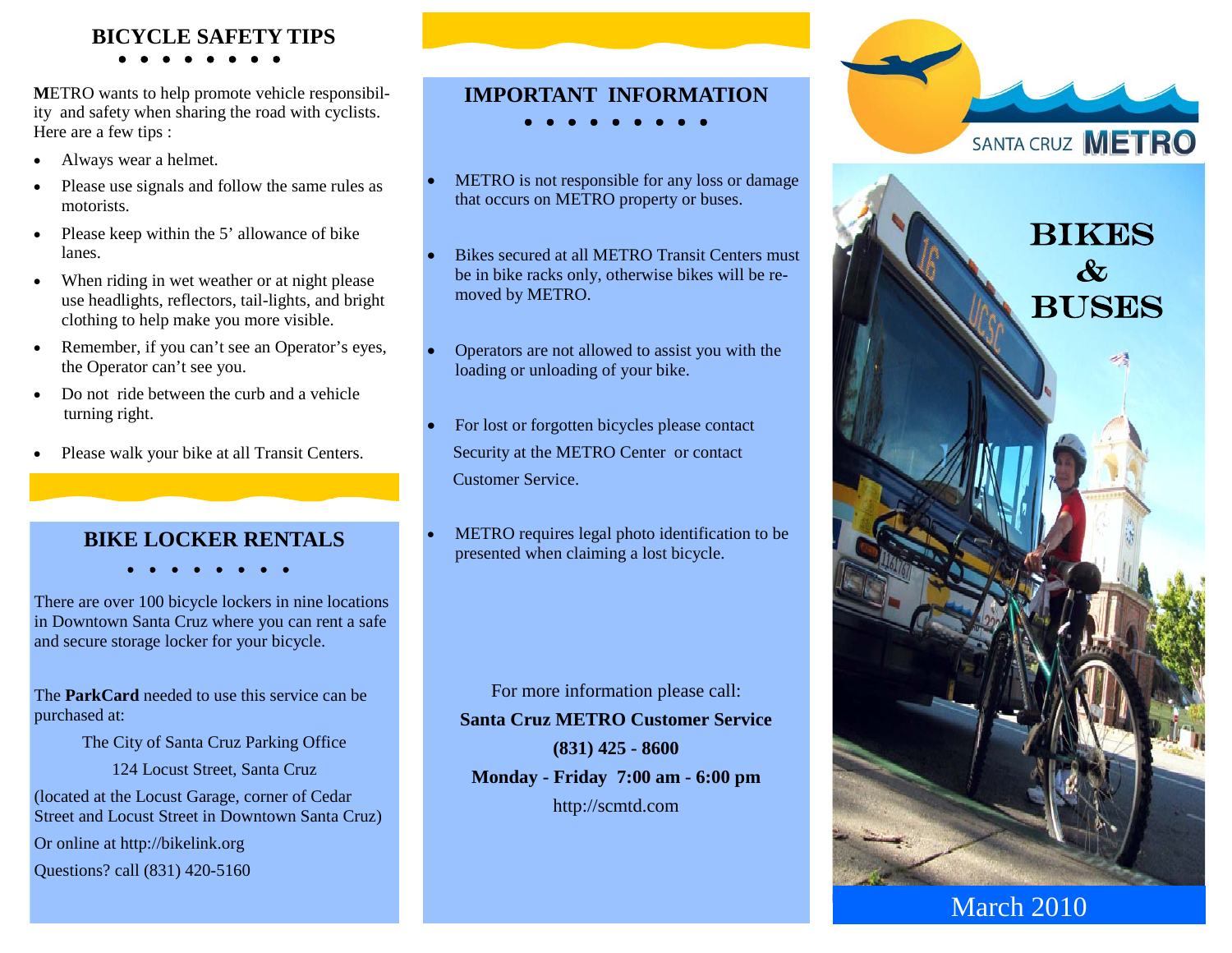## BICYCLE SAFETY TIPS

**M**ETRO wants to help promote vehicle responsibility and safety when sharing the road with cyclists. Here are a few tips :

- Always wear a helmet.
- Please use signals and follow the same rules as motorists.
- Please keep within the 5' allowance of bike lanes.
- When riding in wet weather or at night please use headlights, reflectors, tail-lights, and bright clothing to help make you more visible.
- Remember, if you can't see an Operator's eyes, the Operator can't see you.
- Do not ride between the curb and a vehicle turning right.
- Please walk your bike at all Transit Centers.

## BIKE LOCKER RENTALS

There are over 100 bicycle lockers in nine locations in Downtown Santa Cruz where you can rent a safe and secure storage locker for your bicycle.

The **ParkCard** needed to use this service can be purchased at:

The City of Santa Cruz Parking Office

124 Locust Street, Santa Cruz

(located at the Locust Garage, corner of Cedar Street and Locust Street in Downtown Santa Cruz)

Or online at http://bikelink.org

Questions? call (831) 420-5160

## IMPORTANT INFORMATION

- METRO is not responsible for any loss or damage that occurs on METRO property or buses.
- Bikes secured at all METRO Transit Centers must be in bike racks only, otherwise bikes will be removed by METRO.
- Operators are not allowed to assist you with the loading or unloading of your bike.
- For lost or forgotten bicycles please contact Security at the METRO Center or contact Customer Service.
- METRO requires legal photo identification to be presented when claiming a lost bicycle.

For more information please call:

**Santa Cruz METRO Customer Service**

**(831) 425 - 8600**

**Monday - Friday 7:00 am - 6:00 pm**

http://scmtd.com

SANTA CRUZ **METRO**

# BIKES & BUSES

March 2010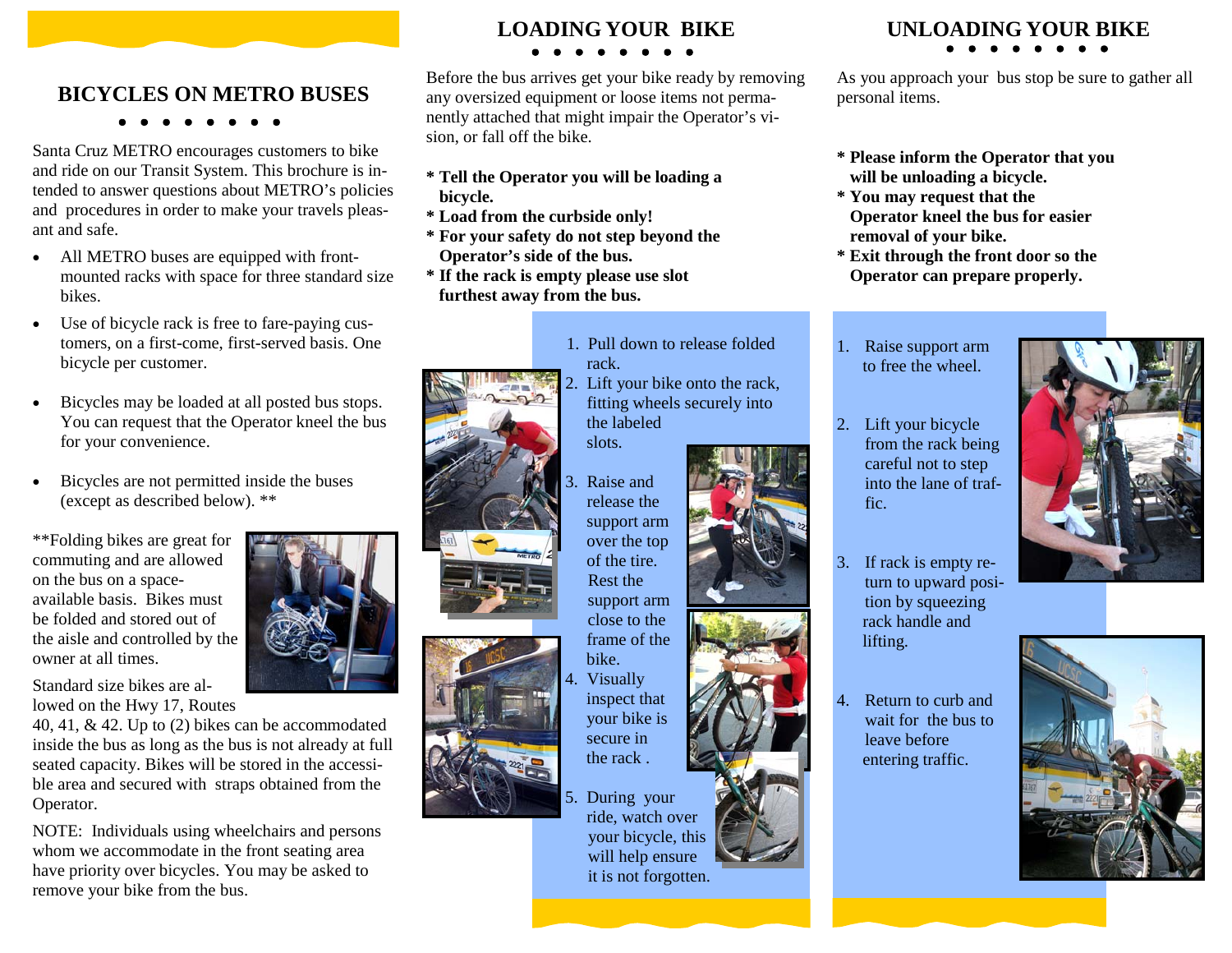## BICYCLES ON METRO BUSES

Santa Cruz METRO encourages customers to bike and ride on our Transit System. This brochure is intended to answer questions about METRO's policies and procedures in order to make your travels pleasant and safe.

- All METRO buses are equipped with front-mounted racks with space for three standard size bikes.
- Use of bicycle rack is free to fare-paying customers, on a first-come, first-served basis. One bicycle per customer.
- Bicycles may be loaded at all posted bus stops. You can request that the Operator kneel the bus for your convenience.
- Bicycles are not permitted inside the buses (except as described below). **

**Folding bikes are great for commuting and are allowed on the bus on a space-available basis. Bikes must be folded and stored out of the aisle and controlled by the owner at all times.

Standard size bikes are allowed on the Hwy 17, Routes 40, 41, & 42. Up to (2) bikes can be accommodated inside the bus as long as the bus is not already at full seated capacity. Bikes will be stored in the accessible area and secured with straps obtained from the Operator.

NOTE: Individuals using wheelchairs and persons whom we accommodate in the front seating area have priority over bicycles. You may be asked to remove your bike from the bus.

## LOADING YOUR BIKE

Before the bus arrives get your bike ready by removing any oversized equipment or loose items not permanently attached that might impair the Operator's vision, or fall off the bike.

**\* Tell the Operator you will be loading a bicycle.**
**\* Load from the curbside only!**
**\* For your safety do not step beyond the Operator's side of the bus.**
**\* If the rack is empty please use slot furthest away from the bus.**

1. Pull down to release folded rack.
2. Lift your bike onto the rack, fitting wheels securely into the labeled slots.
3. Raise and release the support arm over the top of the tire. Rest the support arm close to the frame of the bike.
4. Visually inspect that your bike is secure in the rack .
5. During your ride, watch over your bicycle, this will help ensure it is not forgotten.

## UNLOADING YOUR BIKE

As you approach your bus stop be sure to gather all personal items.

**\* Please inform the Operator that you will be unloading a bicycle.**
**\* You may request that the Operator kneel the bus for easier removal of your bike.**
**\* Exit through the front door so the Operator can prepare properly.**

1. Raise support arm to free the wheel.
2. Lift your bicycle from the rack being careful not to step into the lane of traffic.
3. If rack is empty return to upward position by squeezing rack handle and lifting.
4. Return to curb and wait for the bus to leave before entering traffic.